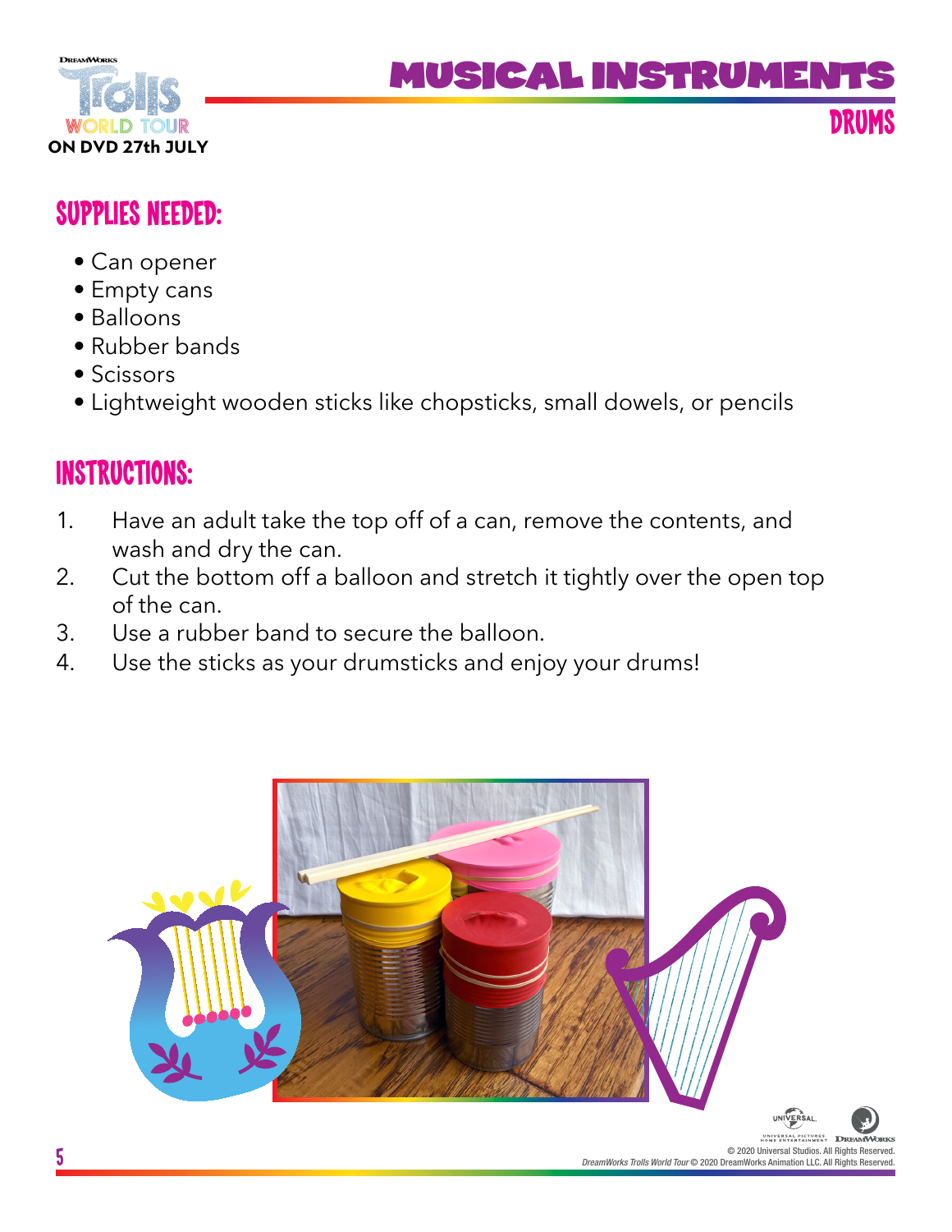# MUSICAL INSTRUMENTS

## DRUMS

## SUPPLIES NEEDED:

- Can opener
- Empty cans
- Balloons
- Rubber bands
- Scissors
- Lightweight wooden sticks like chopsticks, small dowels, or pencils

## INSTRUCTIONS:

1. Have an adult take the top off of a can, remove the contents, and wash and dry the can.
2. Cut the bottom off a balloon and stretch it tightly over the open top of the can.
3. Use a rubber band to secure the balloon.
4. Use the sticks as your drumsticks and enjoy your drums!

© 2020 Universal Studios. All Rights Reserved.
*DreamWorks Trolls World Tour* © 2020 DreamWorks Animation LLC. All Rights Reserved.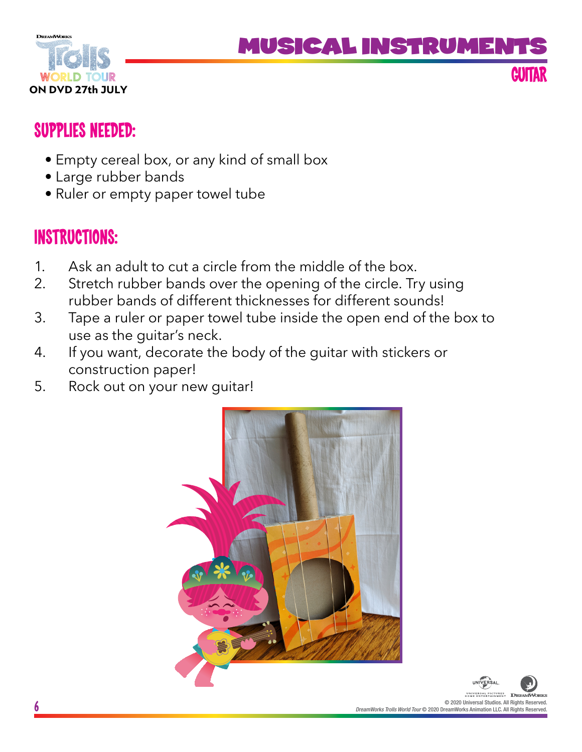# MUSICAL INSTRUMENTS

## GUITAR

### SUPPLIES NEEDED:

- Empty cereal box, or any kind of small box
- Large rubber bands
- Ruler or empty paper towel tube

### INSTRUCTIONS:

1. Ask an adult to cut a circle from the middle of the box.
2. Stretch rubber bands over the opening of the circle. Try using rubber bands of different thicknesses for different sounds!
3. Tape a ruler or paper towel tube inside the open end of the box to use as the guitar's neck.
4. If you want, decorate the body of the guitar with stickers or construction paper!
5. Rock out on your new guitar!

© 2020 Universal Studios. All Rights Reserved.
*DreamWorks Trolls World Tour* © 2020 DreamWorks Animation LLC. All Rights Reserved.